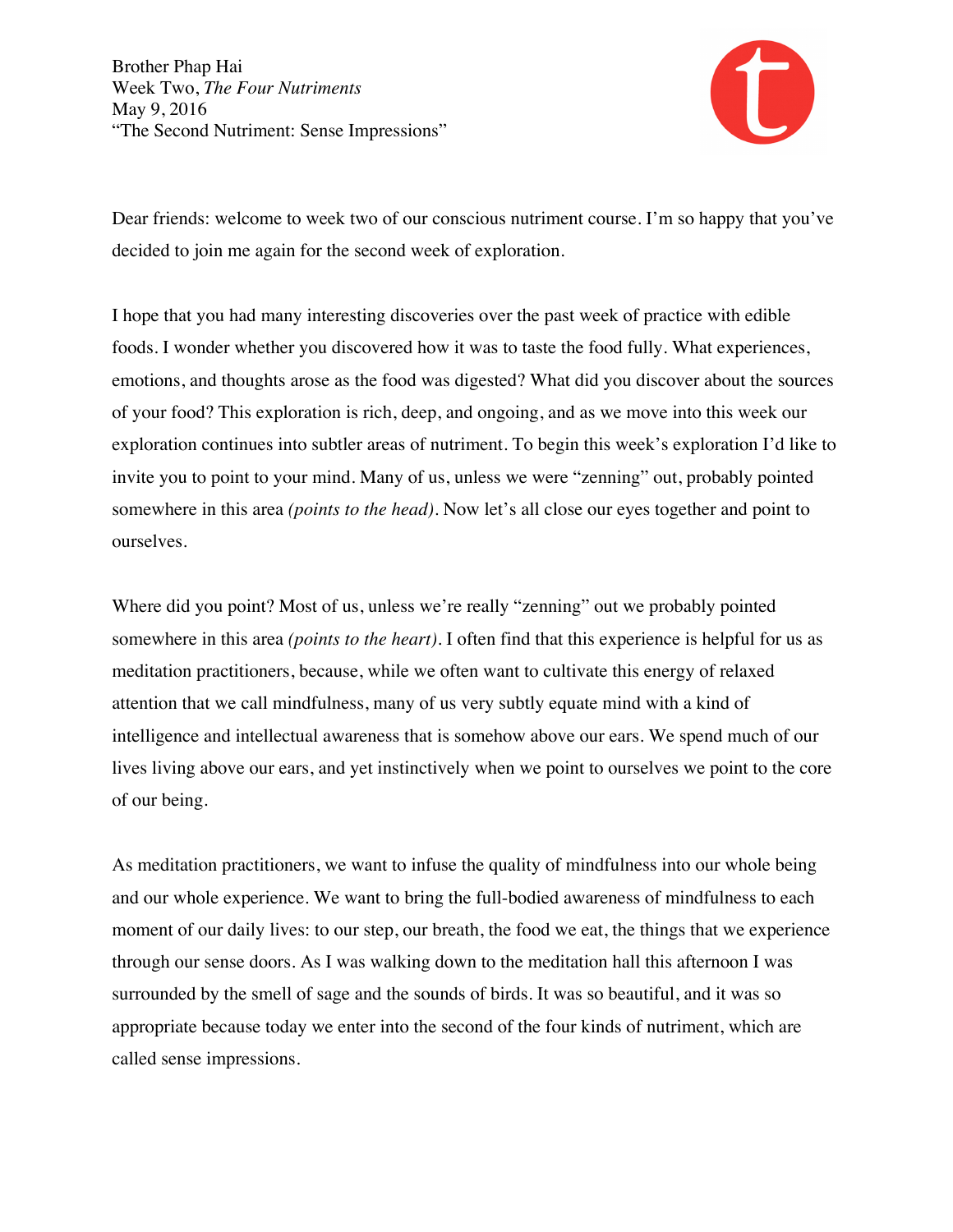Brother Phap Hai
Week Two, *The Four Nutriments*
May 9, 2016
"The Second Nutriment: Sense Impressions"

Dear friends: welcome to week two of our conscious nutriment course. I'm so happy that you've decided to join me again for the second week of exploration.

I hope that you had many interesting discoveries over the past week of practice with edible foods. I wonder whether you discovered how it was to taste the food fully. What experiences, emotions, and thoughts arose as the food was digested? What did you discover about the sources of your food? This exploration is rich, deep, and ongoing, and as we move into this week our exploration continues into subtler areas of nutriment. To begin this week's exploration I'd like to invite you to point to your mind. Many of us, unless we were "zenning" out, probably pointed somewhere in this area *(points to the head)*. Now let's all close our eyes together and point to ourselves.

Where did you point? Most of us, unless we're really "zenning" out we probably pointed somewhere in this area *(points to the heart)*. I often find that this experience is helpful for us as meditation practitioners, because, while we often want to cultivate this energy of relaxed attention that we call mindfulness, many of us very subtly equate mind with a kind of intelligence and intellectual awareness that is somehow above our ears. We spend much of our lives living above our ears, and yet instinctively when we point to ourselves we point to the core of our being.

As meditation practitioners, we want to infuse the quality of mindfulness into our whole being and our whole experience. We want to bring the full-bodied awareness of mindfulness to each moment of our daily lives: to our step, our breath, the food we eat, the things that we experience through our sense doors. As I was walking down to the meditation hall this afternoon I was surrounded by the smell of sage and the sounds of birds. It was so beautiful, and it was so appropriate because today we enter into the second of the four kinds of nutriment, which are called sense impressions.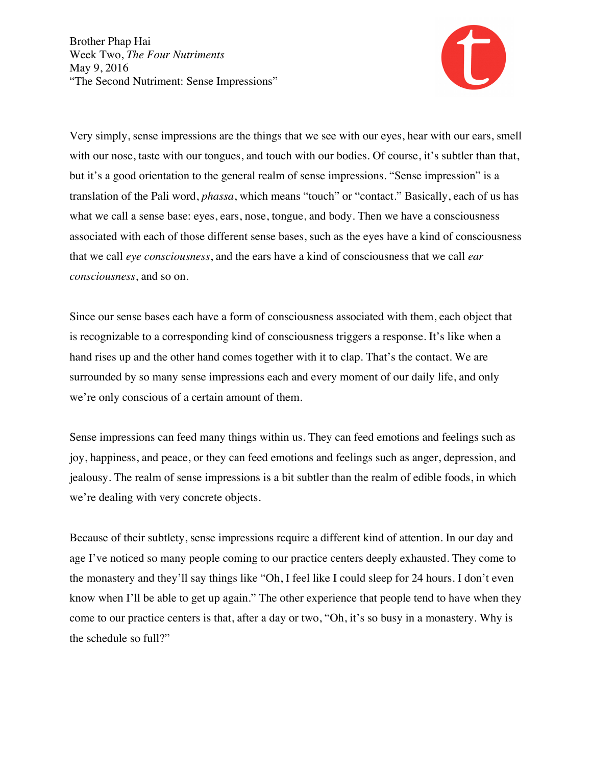Brother Phap Hai
Week Two, *The Four Nutriments*
May 9, 2016
"The Second Nutriment: Sense Impressions"

Very simply, sense impressions are the things that we see with our eyes, hear with our ears, smell with our nose, taste with our tongues, and touch with our bodies. Of course, it's subtler than that, but it's a good orientation to the general realm of sense impressions. "Sense impression" is a translation of the Pali word, *phassa*, which means "touch" or "contact." Basically, each of us has what we call a sense base: eyes, ears, nose, tongue, and body. Then we have a consciousness associated with each of those different sense bases, such as the eyes have a kind of consciousness that we call *eye consciousness*, and the ears have a kind of consciousness that we call *ear consciousness*, and so on.

Since our sense bases each have a form of consciousness associated with them, each object that is recognizable to a corresponding kind of consciousness triggers a response. It's like when a hand rises up and the other hand comes together with it to clap. That's the contact. We are surrounded by so many sense impressions each and every moment of our daily life, and only we're only conscious of a certain amount of them.

Sense impressions can feed many things within us. They can feed emotions and feelings such as joy, happiness, and peace, or they can feed emotions and feelings such as anger, depression, and jealousy. The realm of sense impressions is a bit subtler than the realm of edible foods, in which we're dealing with very concrete objects.

Because of their subtlety, sense impressions require a different kind of attention. In our day and age I've noticed so many people coming to our practice centers deeply exhausted. They come to the monastery and they'll say things like "Oh, I feel like I could sleep for 24 hours. I don't even know when I'll be able to get up again." The other experience that people tend to have when they come to our practice centers is that, after a day or two, "Oh, it's so busy in a monastery. Why is the schedule so full?"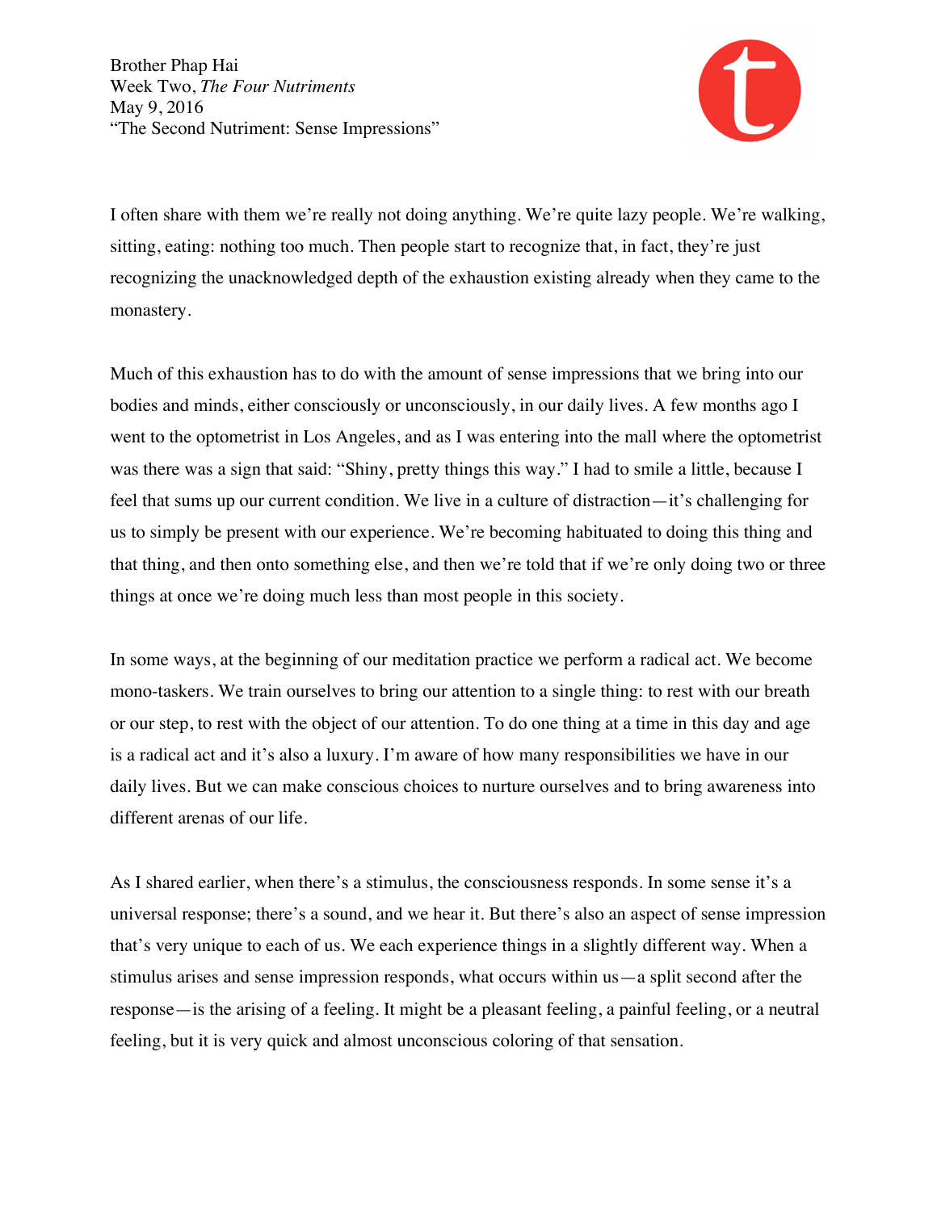I often share with them we're really not doing anything. We're quite lazy people. We're walking, sitting, eating: nothing too much. Then people start to recognize that, in fact, they're just recognizing the unacknowledged depth of the exhaustion existing already when they came to the monastery.

Much of this exhaustion has to do with the amount of sense impressions that we bring into our bodies and minds, either consciously or unconsciously, in our daily lives. A few months ago I went to the optometrist in Los Angeles, and as I was entering into the mall where the optometrist was there was a sign that said: "Shiny, pretty things this way." I had to smile a little, because I feel that sums up our current condition. We live in a culture of distraction—it's challenging for us to simply be present with our experience. We're becoming habituated to doing this thing and that thing, and then onto something else, and then we're told that if we're only doing two or three things at once we're doing much less than most people in this society.

In some ways, at the beginning of our meditation practice we perform a radical act. We become mono-taskers. We train ourselves to bring our attention to a single thing: to rest with our breath or our step, to rest with the object of our attention. To do one thing at a time in this day and age is a radical act and it's also a luxury. I'm aware of how many responsibilities we have in our daily lives. But we can make conscious choices to nurture ourselves and to bring awareness into different arenas of our life.

As I shared earlier, when there's a stimulus, the consciousness responds. In some sense it's a universal response; there's a sound, and we hear it. But there's also an aspect of sense impression that's very unique to each of us. We each experience things in a slightly different way. When a stimulus arises and sense impression responds, what occurs within us—a split second after the response—is the arising of a feeling. It might be a pleasant feeling, a painful feeling, or a neutral feeling, but it is very quick and almost unconscious coloring of that sensation.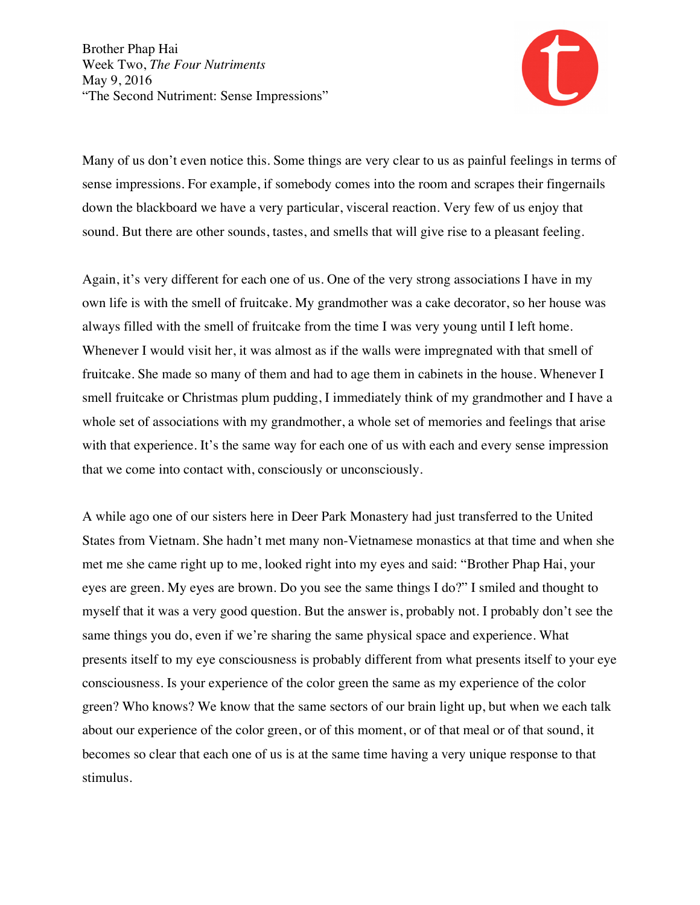Many of us don't even notice this. Some things are very clear to us as painful feelings in terms of sense impressions. For example, if somebody comes into the room and scrapes their fingernails down the blackboard we have a very particular, visceral reaction. Very few of us enjoy that sound. But there are other sounds, tastes, and smells that will give rise to a pleasant feeling.

Again, it's very different for each one of us. One of the very strong associations I have in my own life is with the smell of fruitcake. My grandmother was a cake decorator, so her house was always filled with the smell of fruitcake from the time I was very young until I left home. Whenever I would visit her, it was almost as if the walls were impregnated with that smell of fruitcake. She made so many of them and had to age them in cabinets in the house. Whenever I smell fruitcake or Christmas plum pudding, I immediately think of my grandmother and I have a whole set of associations with my grandmother, a whole set of memories and feelings that arise with that experience. It's the same way for each one of us with each and every sense impression that we come into contact with, consciously or unconsciously.

A while ago one of our sisters here in Deer Park Monastery had just transferred to the United States from Vietnam. She hadn't met many non-Vietnamese monastics at that time and when she met me she came right up to me, looked right into my eyes and said: "Brother Phap Hai, your eyes are green. My eyes are brown. Do you see the same things I do?" I smiled and thought to myself that it was a very good question. But the answer is, probably not. I probably don't see the same things you do, even if we're sharing the same physical space and experience. What presents itself to my eye consciousness is probably different from what presents itself to your eye consciousness. Is your experience of the color green the same as my experience of the color green? Who knows? We know that the same sectors of our brain light up, but when we each talk about our experience of the color green, or of this moment, or of that meal or of that sound, it becomes so clear that each one of us is at the same time having a very unique response to that stimulus.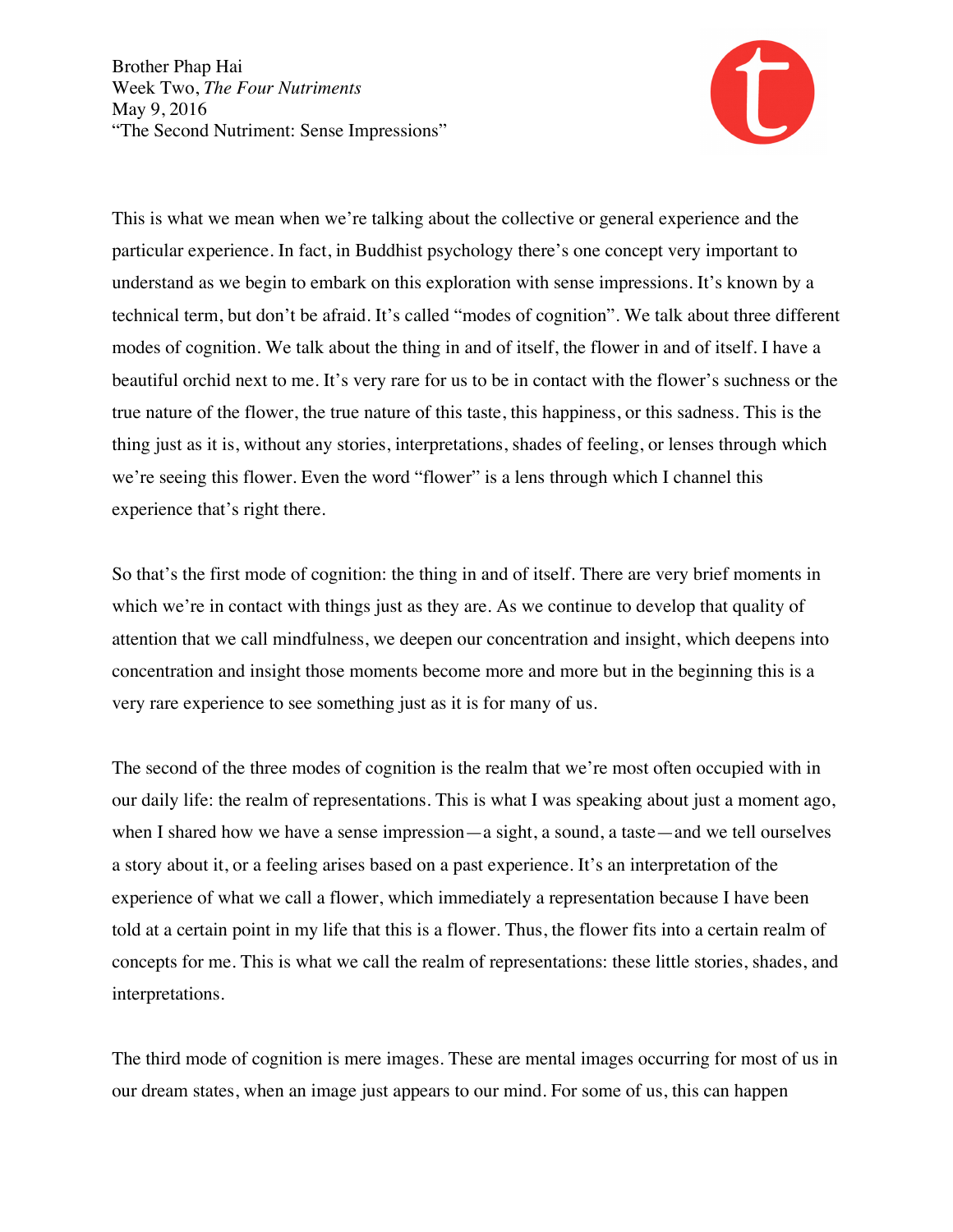This is what we mean when we're talking about the collective or general experience and the particular experience. In fact, in Buddhist psychology there's one concept very important to understand as we begin to embark on this exploration with sense impressions. It's known by a technical term, but don't be afraid. It's called "modes of cognition". We talk about three different modes of cognition. We talk about the thing in and of itself, the flower in and of itself. I have a beautiful orchid next to me. It's very rare for us to be in contact with the flower's suchness or the true nature of the flower, the true nature of this taste, this happiness, or this sadness. This is the thing just as it is, without any stories, interpretations, shades of feeling, or lenses through which we're seeing this flower. Even the word "flower" is a lens through which I channel this experience that's right there.

So that's the first mode of cognition: the thing in and of itself. There are very brief moments in which we're in contact with things just as they are. As we continue to develop that quality of attention that we call mindfulness, we deepen our concentration and insight, which deepens into concentration and insight those moments become more and more but in the beginning this is a very rare experience to see something just as it is for many of us.

The second of the three modes of cognition is the realm that we're most often occupied with in our daily life: the realm of representations. This is what I was speaking about just a moment ago, when I shared how we have a sense impression—a sight, a sound, a taste—and we tell ourselves a story about it, or a feeling arises based on a past experience. It's an interpretation of the experience of what we call a flower, which immediately a representation because I have been told at a certain point in my life that this is a flower. Thus, the flower fits into a certain realm of concepts for me. This is what we call the realm of representations: these little stories, shades, and interpretations.

The third mode of cognition is mere images. These are mental images occurring for most of us in our dream states, when an image just appears to our mind. For some of us, this can happen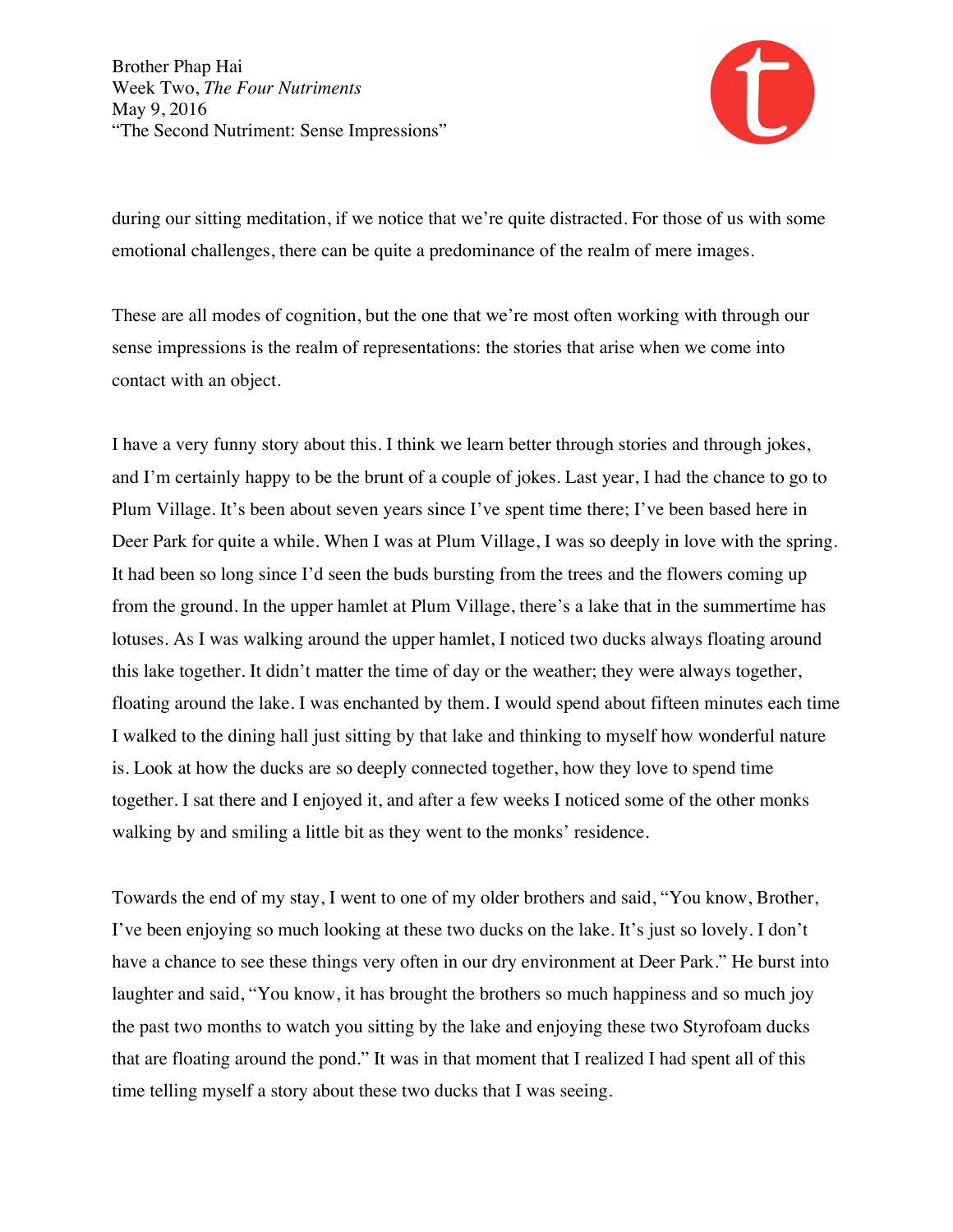during our sitting meditation, if we notice that we're quite distracted. For those of us with some emotional challenges, there can be quite a predominance of the realm of mere images.

These are all modes of cognition, but the one that we're most often working with through our sense impressions is the realm of representations: the stories that arise when we come into contact with an object.

I have a very funny story about this. I think we learn better through stories and through jokes, and I'm certainly happy to be the brunt of a couple of jokes. Last year, I had the chance to go to Plum Village. It's been about seven years since I've spent time there; I've been based here in Deer Park for quite a while. When I was at Plum Village, I was so deeply in love with the spring. It had been so long since I'd seen the buds bursting from the trees and the flowers coming up from the ground. In the upper hamlet at Plum Village, there's a lake that in the summertime has lotuses. As I was walking around the upper hamlet, I noticed two ducks always floating around this lake together. It didn't matter the time of day or the weather; they were always together, floating around the lake. I was enchanted by them. I would spend about fifteen minutes each time I walked to the dining hall just sitting by that lake and thinking to myself how wonderful nature is. Look at how the ducks are so deeply connected together, how they love to spend time together. I sat there and I enjoyed it, and after a few weeks I noticed some of the other monks walking by and smiling a little bit as they went to the monks' residence.

Towards the end of my stay, I went to one of my older brothers and said, "You know, Brother, I've been enjoying so much looking at these two ducks on the lake. It's just so lovely. I don't have a chance to see these things very often in our dry environment at Deer Park." He burst into laughter and said, "You know, it has brought the brothers so much happiness and so much joy the past two months to watch you sitting by the lake and enjoying these two Styrofoam ducks that are floating around the pond." It was in that moment that I realized I had spent all of this time telling myself a story about these two ducks that I was seeing.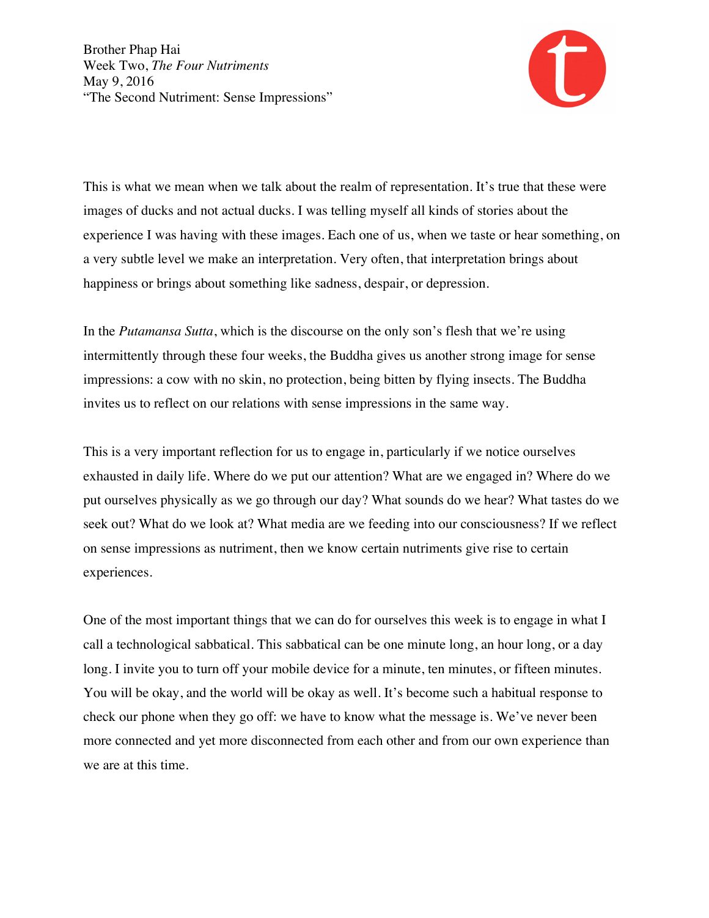This is what we mean when we talk about the realm of representation. It's true that these were images of ducks and not actual ducks. I was telling myself all kinds of stories about the experience I was having with these images. Each one of us, when we taste or hear something, on a very subtle level we make an interpretation. Very often, that interpretation brings about happiness or brings about something like sadness, despair, or depression.

In the *Putamansa Sutta*, which is the discourse on the only son's flesh that we're using intermittently through these four weeks, the Buddha gives us another strong image for sense impressions: a cow with no skin, no protection, being bitten by flying insects. The Buddha invites us to reflect on our relations with sense impressions in the same way.

This is a very important reflection for us to engage in, particularly if we notice ourselves exhausted in daily life. Where do we put our attention? What are we engaged in? Where do we put ourselves physically as we go through our day? What sounds do we hear? What tastes do we seek out? What do we look at? What media are we feeding into our consciousness? If we reflect on sense impressions as nutriment, then we know certain nutriments give rise to certain experiences.

One of the most important things that we can do for ourselves this week is to engage in what I call a technological sabbatical. This sabbatical can be one minute long, an hour long, or a day long. I invite you to turn off your mobile device for a minute, ten minutes, or fifteen minutes. You will be okay, and the world will be okay as well. It's become such a habitual response to check our phone when they go off: we have to know what the message is. We've never been more connected and yet more disconnected from each other and from our own experience than we are at this time.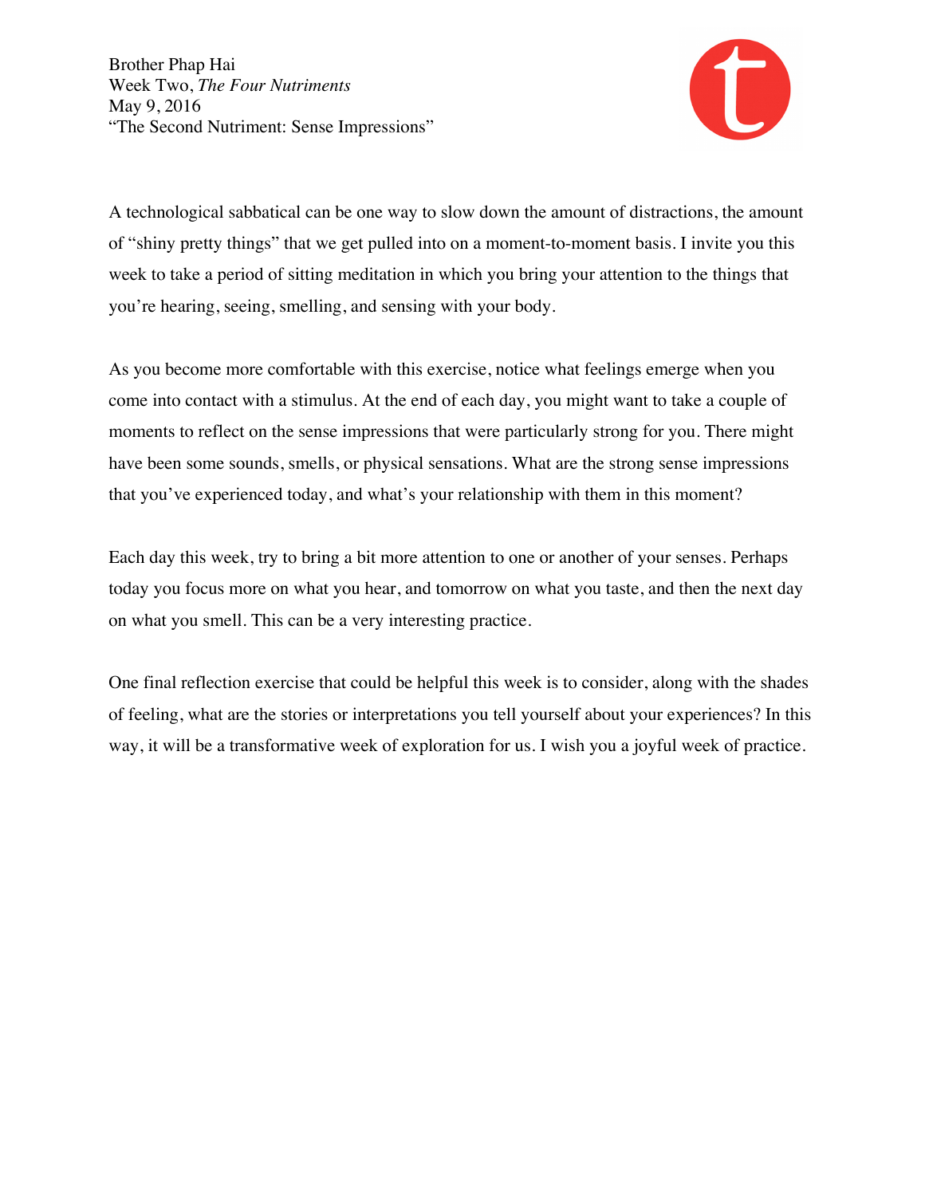Brother Phap Hai
Week Two, *The Four Nutriments*
May 9, 2016
"The Second Nutriment: Sense Impressions"

A technological sabbatical can be one way to slow down the amount of distractions, the amount of "shiny pretty things" that we get pulled into on a moment-to-moment basis. I invite you this week to take a period of sitting meditation in which you bring your attention to the things that you're hearing, seeing, smelling, and sensing with your body.

As you become more comfortable with this exercise, notice what feelings emerge when you come into contact with a stimulus. At the end of each day, you might want to take a couple of moments to reflect on the sense impressions that were particularly strong for you. There might have been some sounds, smells, or physical sensations. What are the strong sense impressions that you've experienced today, and what's your relationship with them in this moment?

Each day this week, try to bring a bit more attention to one or another of your senses. Perhaps today you focus more on what you hear, and tomorrow on what you taste, and then the next day on what you smell. This can be a very interesting practice.

One final reflection exercise that could be helpful this week is to consider, along with the shades of feeling, what are the stories or interpretations you tell yourself about your experiences? In this way, it will be a transformative week of exploration for us. I wish you a joyful week of practice.